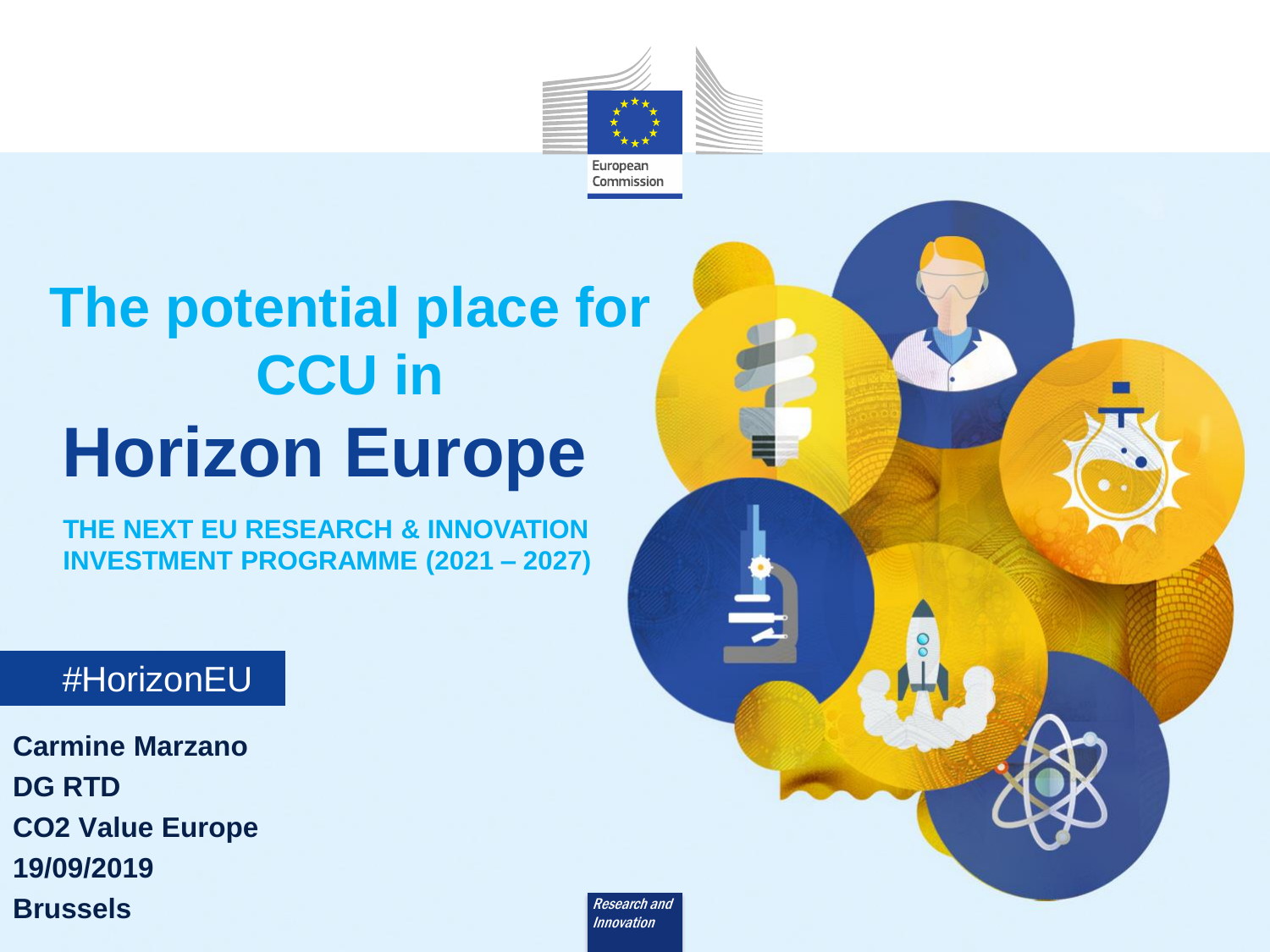European Commission

# The potential place for CCU in Horizon Europe

**THE NEXT EU RESEARCH & INNOVATION INVESTMENT PROGRAMME (2021 – 2027)**

#HorizonEU

**Carmine Marzano**
**DG RTD**
**CO2 Value Europe**
**19/09/2019**
**Brussels**

*Research and Innovation*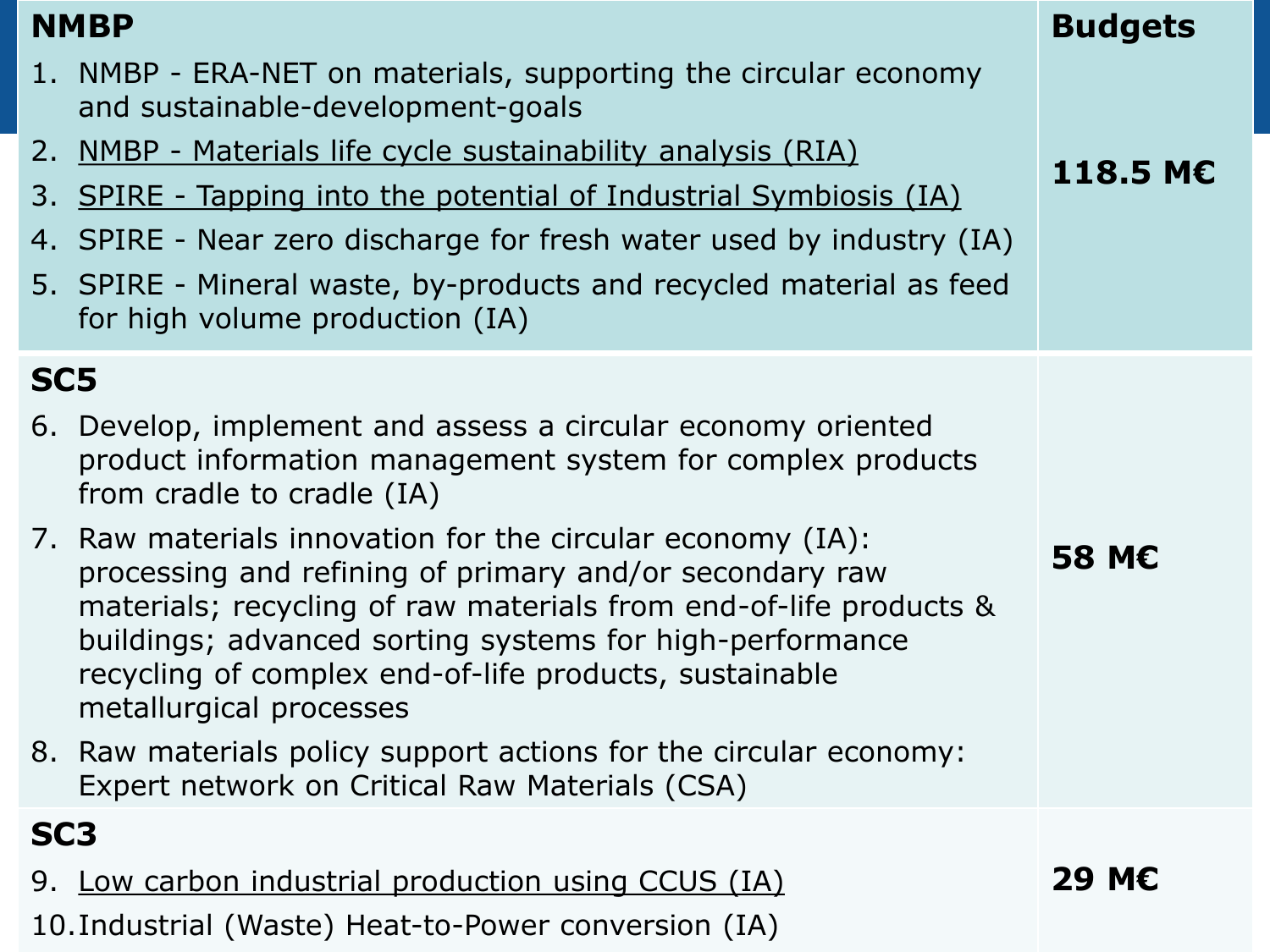| NMBP | Budgets |
|---|---|
| 1. NMBP - ERA-NET on materials, supporting the circular economy and sustainable-development-goals<br>2. NMBP - Materials life cycle sustainability analysis (RIA)<br>3. SPIRE - Tapping into the potential of Industrial Symbiosis (IA)<br>4. SPIRE - Near zero discharge for fresh water used by industry (IA)<br>5. SPIRE - Mineral waste, by-products and recycled material as feed for high volume production (IA) | **118.5 M€** |
| **SC5** | |
| 6. Develop, implement and assess a circular economy oriented product information management system for complex products from cradle to cradle (IA)<br>7. Raw materials innovation for the circular economy (IA): processing and refining of primary and/or secondary raw materials; recycling of raw materials from end-of-life products & buildings; advanced sorting systems for high-performance recycling of complex end-of-life products, sustainable metallurgical processes<br>8. Raw materials policy support actions for the circular economy: Expert network on Critical Raw Materials (CSA) | **58 M€** |
| **SC3** | |
| 9. Low carbon industrial production using CCUS (IA)<br>10. Industrial (Waste) Heat-to-Power conversion (IA) | **29 M€** |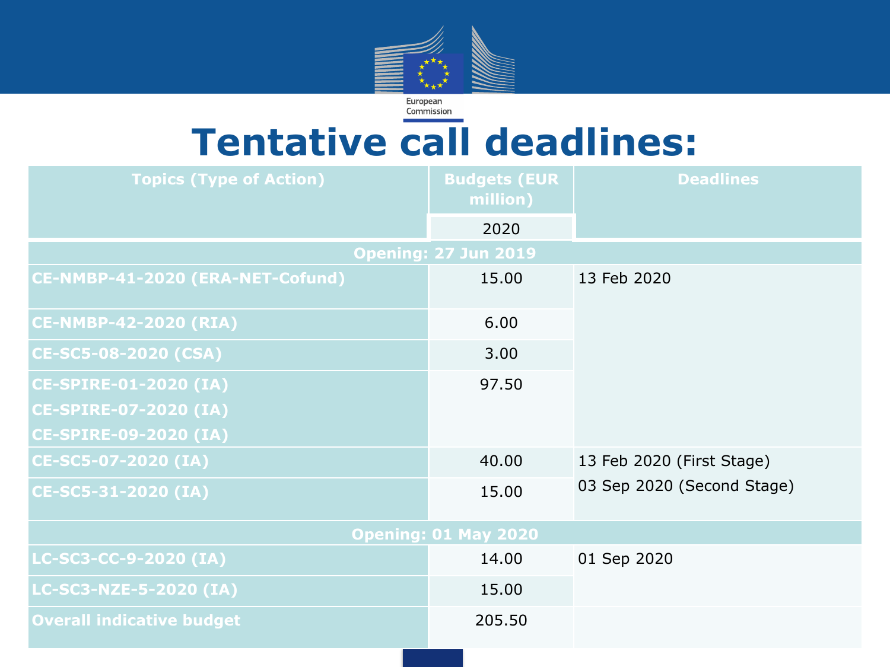# Tentative call deadlines:

| Topics (Type of Action) | Budgets (EUR million) | Deadlines |
|---|---|---|
| | 2020 | |
| **Opening: 27 Jun 2019** | | |
| CE-NMBP-41-2020 (ERA-NET-Cofund) | 15.00 | 13 Feb 2020 |
| CE-NMBP-42-2020 (RIA) | 6.00 | |
| CE-SC5-08-2020 (CSA) | 3.00 | |
| CE-SPIRE-01-2020 (IA)<br>CE-SPIRE-07-2020 (IA)<br>CE-SPIRE-09-2020 (IA) | 97.50 | |
| CE-SC5-07-2020 (IA) | 40.00 | 13 Feb 2020 (First Stage)<br>03 Sep 2020 (Second Stage) |
| CE-SC5-31-2020 (IA) | 15.00 | |
| **Opening: 01 May 2020** | | |
| LC-SC3-CC-9-2020 (IA) | 14.00 | 01 Sep 2020 |
| LC-SC3-NZE-5-2020 (IA) | 15.00 | |
| Overall indicative budget | 205.50 | |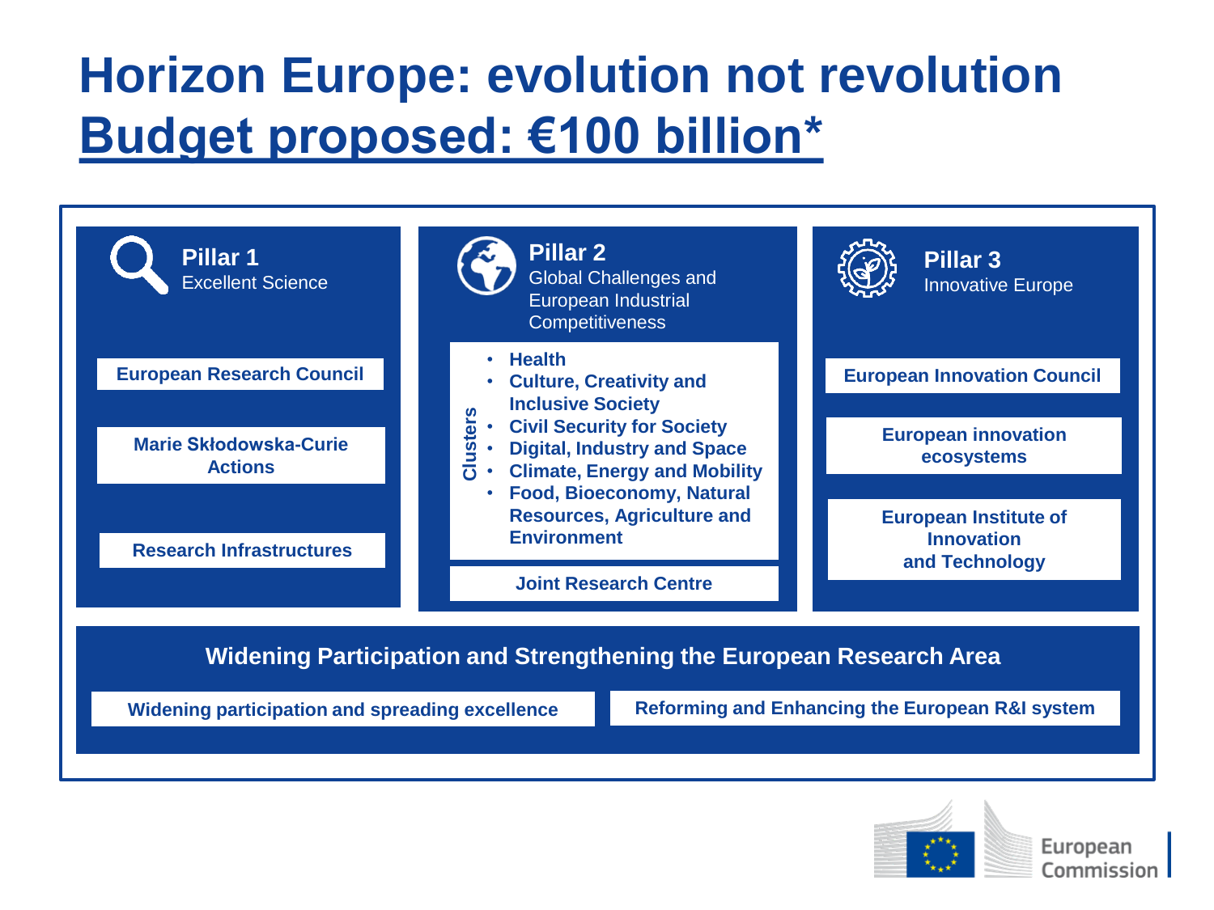# Horizon Europe: evolution not revolution

## Budget proposed: €100 billion*

### Pillar 1
Excellent Science

- European Research Council
- Marie Skłodowska-Curie Actions
- Research Infrastructures

### Pillar 2
Global Challenges and European Industrial Competitiveness

Clusters

- Health
- Culture, Creativity and Inclusive Society
- Civil Security for Society
- Digital, Industry and Space
- Climate, Energy and Mobility
- Food, Bioeconomy, Natural Resources, Agriculture and Environment

Joint Research Centre

### Pillar 3
Innovative Europe

- European Innovation Council
- European innovation ecosystems
- European Institute of Innovation and Technology

### Widening Participation and Strengthening the European Research Area

- Widening participation and spreading excellence
- Reforming and Enhancing the European R&I system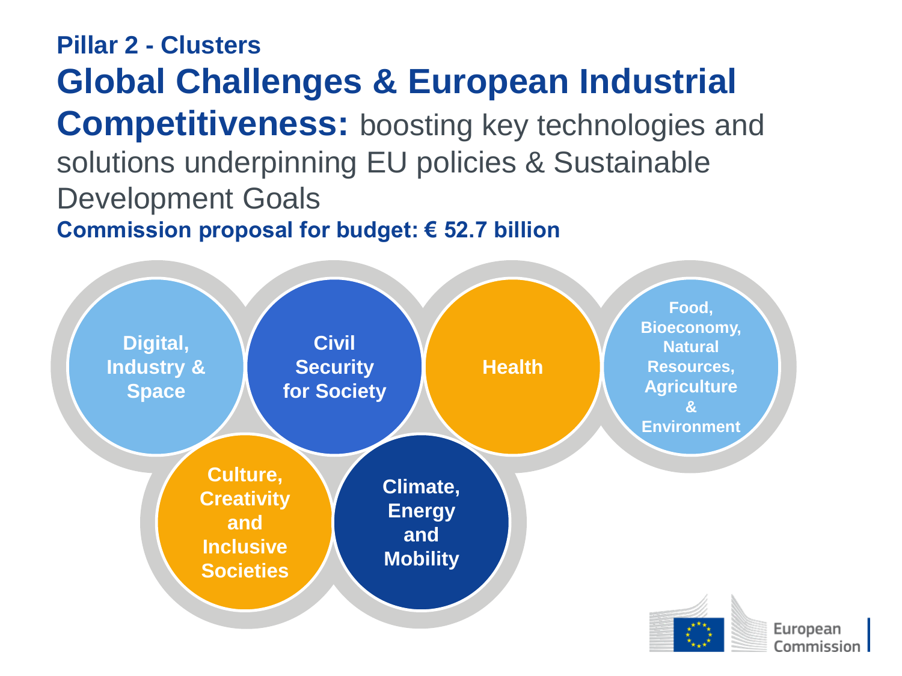## Pillar 2 - Clusters

# Global Challenges & European Industrial Competitiveness: boosting key technologies and solutions underpinning EU policies & Sustainable Development Goals

**Commission proposal for budget: € 52.7 billion**

- Digital, Industry & Space
- Civil Security for Society
- Health
- Food, Bioeconomy, Natural Resources, Agriculture & Environment
- Culture, Creativity and Inclusive Societies
- Climate, Energy and Mobility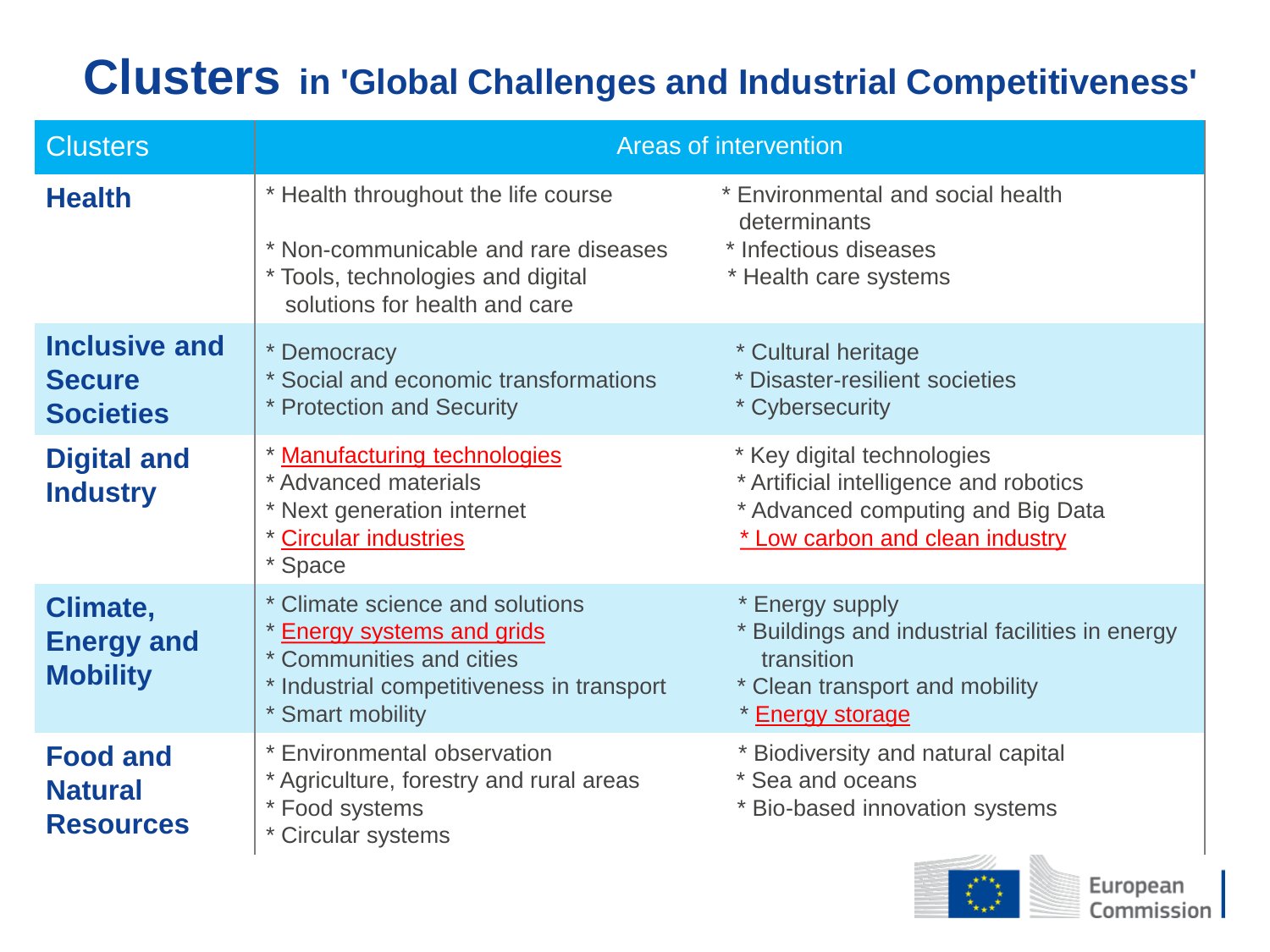# Clusters in 'Global Challenges and Industrial Competitiveness'

| Clusters | Areas of intervention | |
|---|---|---|
| **Health** | * Health throughout the life course<br>* Non-communicable and rare diseases<br>* Tools, technologies and digital solutions for health and care | * Environmental and social health determinants<br>* Infectious diseases<br>* Health care systems |
| **Inclusive and Secure Societies** | * Democracy<br>* Social and economic transformations<br>* Protection and Security | * Cultural heritage<br>* Disaster-resilient societies<br>* Cybersecurity |
| **Digital and Industry** | * Manufacturing technologies<br>* Advanced materials<br>* Next generation internet<br>* Circular industries<br>* Space | * Key digital technologies<br>* Artificial intelligence and robotics<br>* Advanced computing and Big Data<br>* Low carbon and clean industry |
| **Climate, Energy and Mobility** | * Climate science and solutions<br>* Energy systems and grids<br>* Communities and cities<br>* Industrial competitiveness in transport<br>* Smart mobility | * Energy supply<br>* Buildings and industrial facilities in energy transition<br>* Clean transport and mobility<br>* Energy storage |
| **Food and Natural Resources** | * Environmental observation<br>* Agriculture, forestry and rural areas<br>* Food systems<br>* Circular systems | * Biodiversity and natural capital<br>* Sea and oceans<br>* Bio-based innovation systems |

European Commission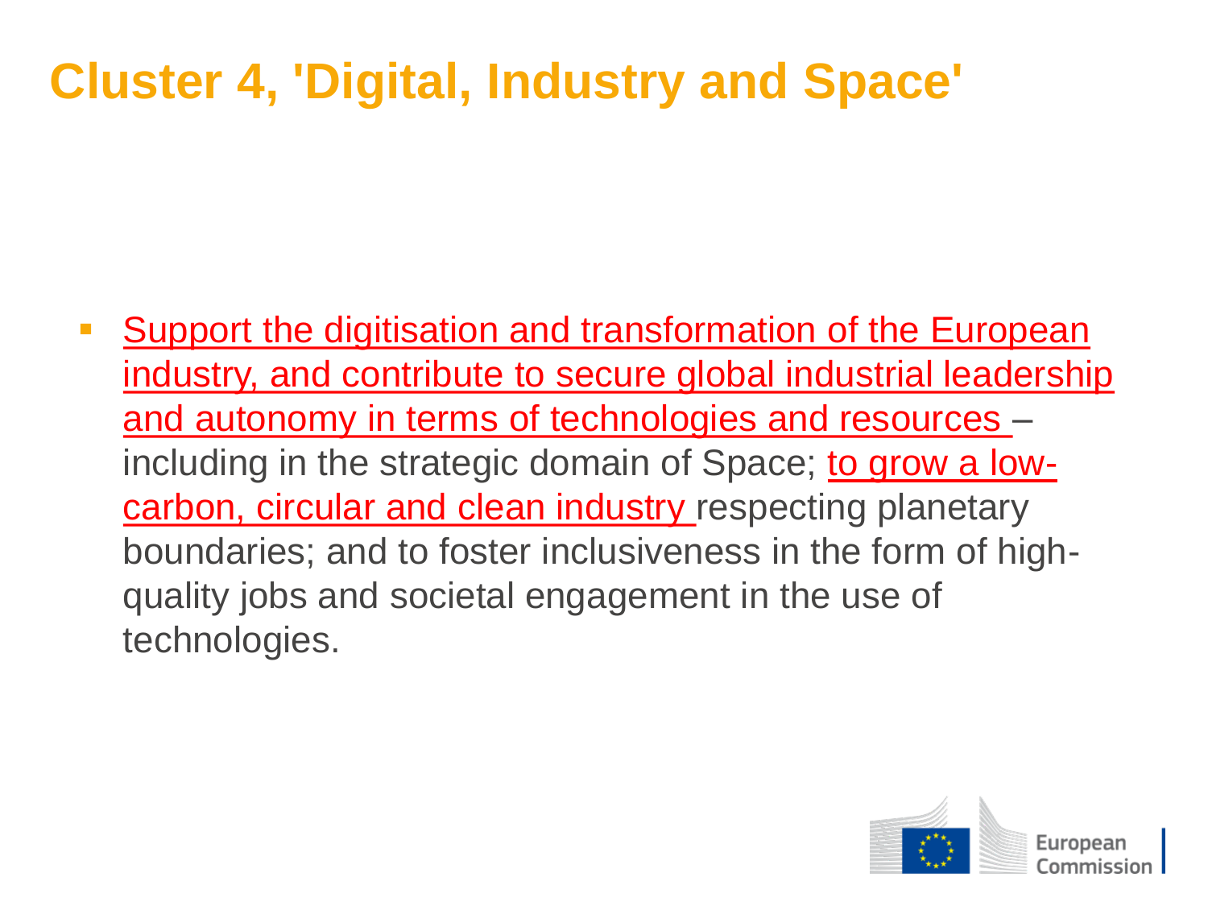# Cluster 4, 'Digital, Industry and Space'

- Support the digitisation and transformation of the European industry, and contribute to secure global industrial leadership and autonomy in terms of technologies and resources – including in the strategic domain of Space; to grow a low-carbon, circular and clean industry respecting planetary boundaries; and to foster inclusiveness in the form of high-quality jobs and societal engagement in the use of technologies.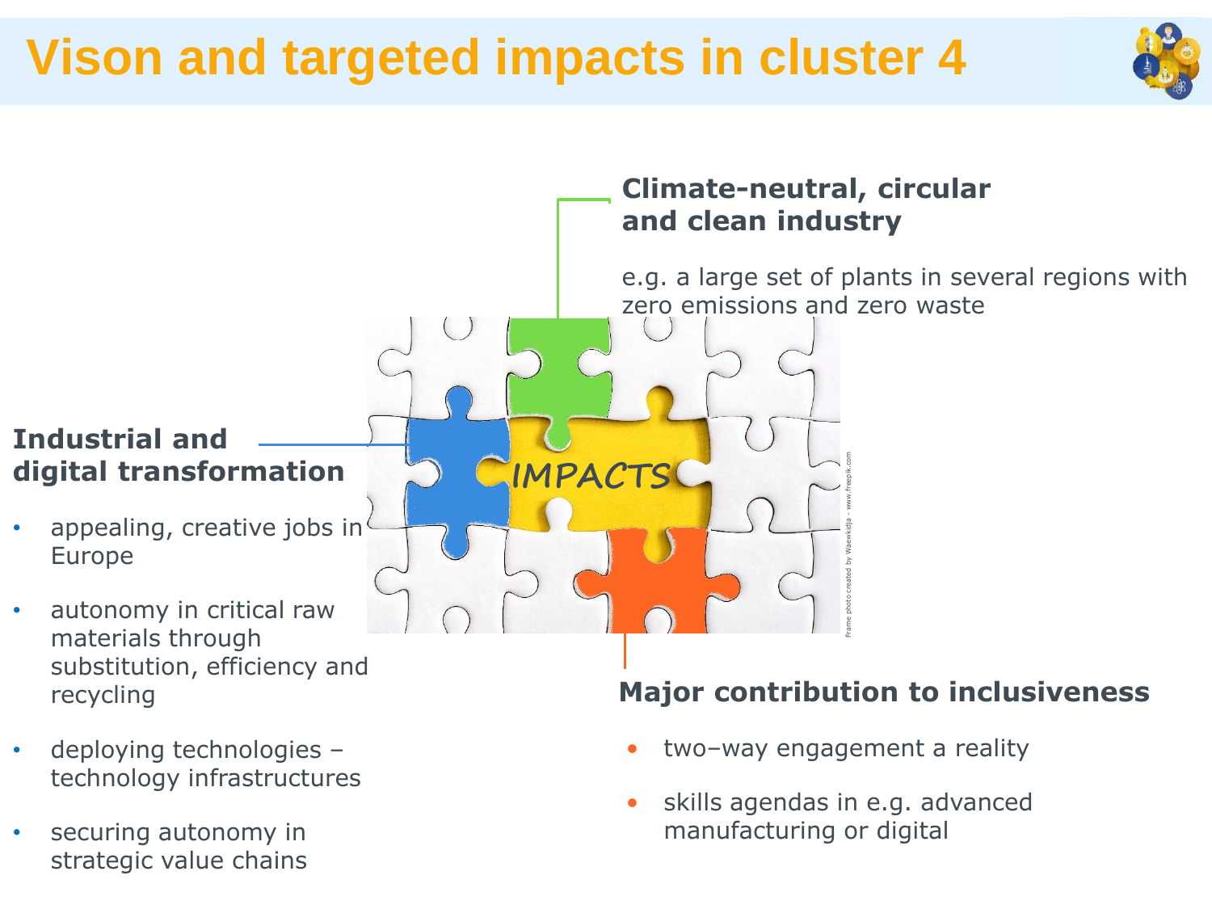# Vison and targeted impacts in cluster 4

### Climate-neutral, circular and clean industry

e.g. a large set of plants in several regions with zero emissions and zero waste

IMPACTS

### Industrial and digital transformation

- appealing, creative jobs in Europe
- autonomy in critical raw materials through substitution, efficiency and recycling
- deploying technologies – technology infrastructures
- securing autonomy in strategic value chains

### Major contribution to inclusiveness

- two–way engagement a reality
- skills agendas in e.g. advanced manufacturing or digital

Frame photo created by Waewkidja - www.freepik.com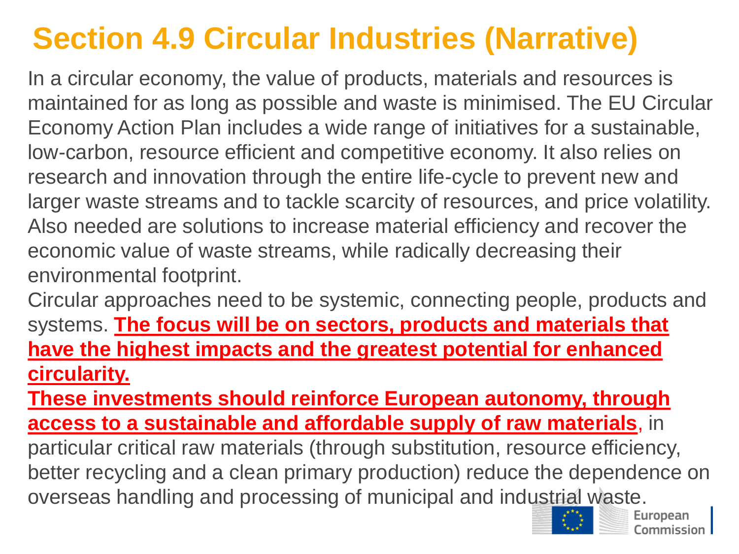# Section 4.9 Circular Industries (Narrative)

In a circular economy, the value of products, materials and resources is maintained for as long as possible and waste is minimised. The EU Circular Economy Action Plan includes a wide range of initiatives for a sustainable, low-carbon, resource efficient and competitive economy. It also relies on research and innovation through the entire life-cycle to prevent new and larger waste streams and to tackle scarcity of resources, and price volatility. Also needed are solutions to increase material efficiency and recover the economic value of waste streams, while radically decreasing their environmental footprint.

Circular approaches need to be systemic, connecting people, products and systems. **The focus will be on sectors, products and materials that have the highest impacts and the greatest potential for enhanced circularity.**

**These investments should reinforce European autonomy, through access to a sustainable and affordable supply of raw materials**, in particular critical raw materials (through substitution, resource efficiency, better recycling and a clean primary production) reduce the dependence on overseas handling and processing of municipal and industrial waste.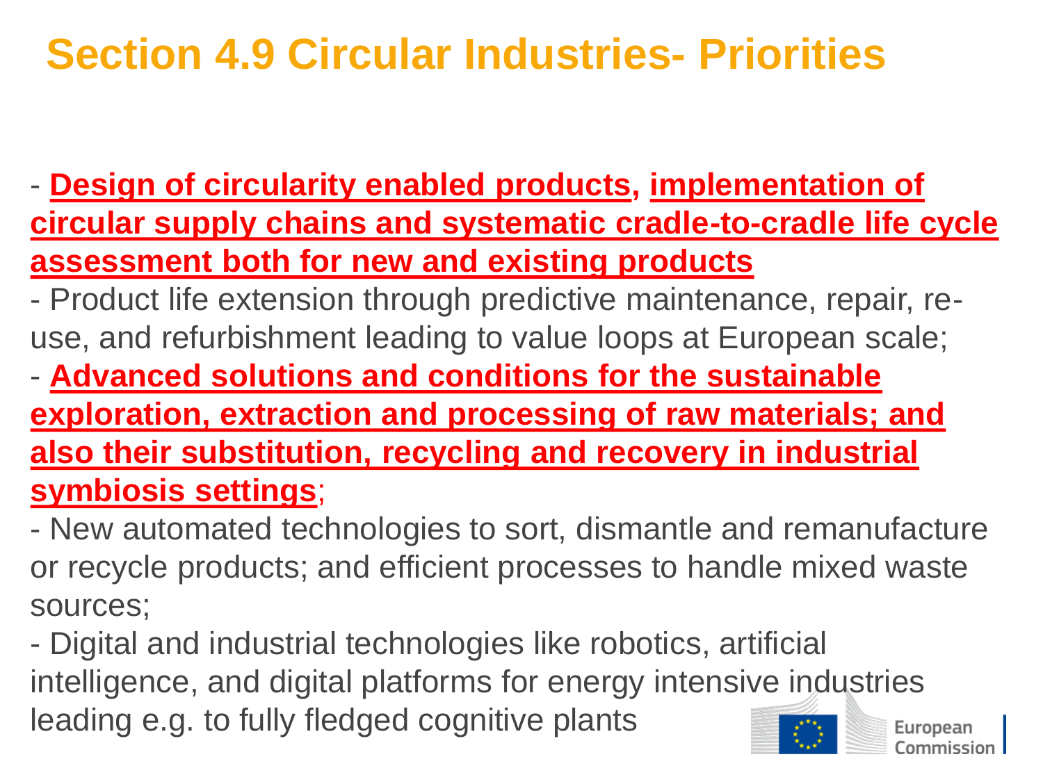# Section 4.9 Circular Industries- Priorities

- **Design of circularity enabled products, implementation of circular supply chains and systematic cradle-to-cradle life cycle assessment both for new and existing products**
- Product life extension through predictive maintenance, repair, re-use, and refurbishment leading to value loops at European scale;
- **Advanced solutions and conditions for the sustainable exploration, extraction and processing of raw materials; and also their substitution, recycling and recovery in industrial symbiosis settings**;
- New automated technologies to sort, dismantle and remanufacture or recycle products; and efficient processes to handle mixed waste sources;
- Digital and industrial technologies like robotics, artificial intelligence, and digital platforms for energy intensive industries leading e.g. to fully fledged cognitive plants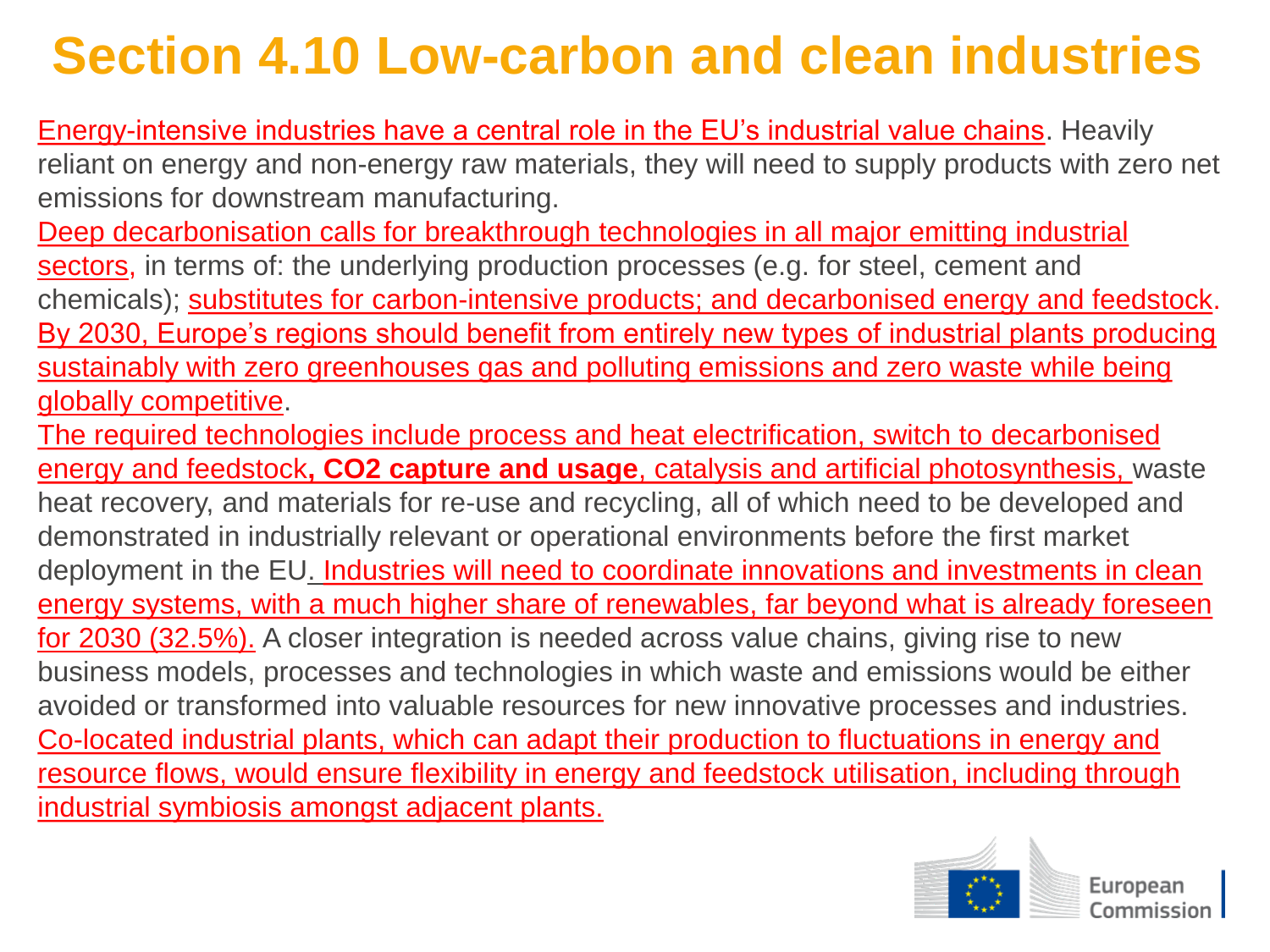# Section 4.10 Low-carbon and clean industries

Energy-intensive industries have a central role in the EU's industrial value chains. Heavily reliant on energy and non-energy raw materials, they will need to supply products with zero net emissions for downstream manufacturing.

Deep decarbonisation calls for breakthrough technologies in all major emitting industrial sectors, in terms of: the underlying production processes (e.g. for steel, cement and chemicals); substitutes for carbon-intensive products; and decarbonised energy and feedstock. By 2030, Europe's regions should benefit from entirely new types of industrial plants producing sustainably with zero greenhouses gas and polluting emissions and zero waste while being globally competitive.

The required technologies include process and heat electrification, switch to decarbonised energy and feedstock**, $CO_2$ capture and usage**, catalysis and artificial photosynthesis, waste heat recovery, and materials for re-use and recycling, all of which need to be developed and demonstrated in industrially relevant or operational environments before the first market deployment in the EU. Industries will need to coordinate innovations and investments in clean energy systems, with a much higher share of renewables, far beyond what is already foreseen for 2030 (32.5%). A closer integration is needed across value chains, giving rise to new business models, processes and technologies in which waste and emissions would be either avoided or transformed into valuable resources for new innovative processes and industries. Co-located industrial plants, which can adapt their production to fluctuations in energy and resource flows, would ensure flexibility in energy and feedstock utilisation, including through industrial symbiosis amongst adjacent plants.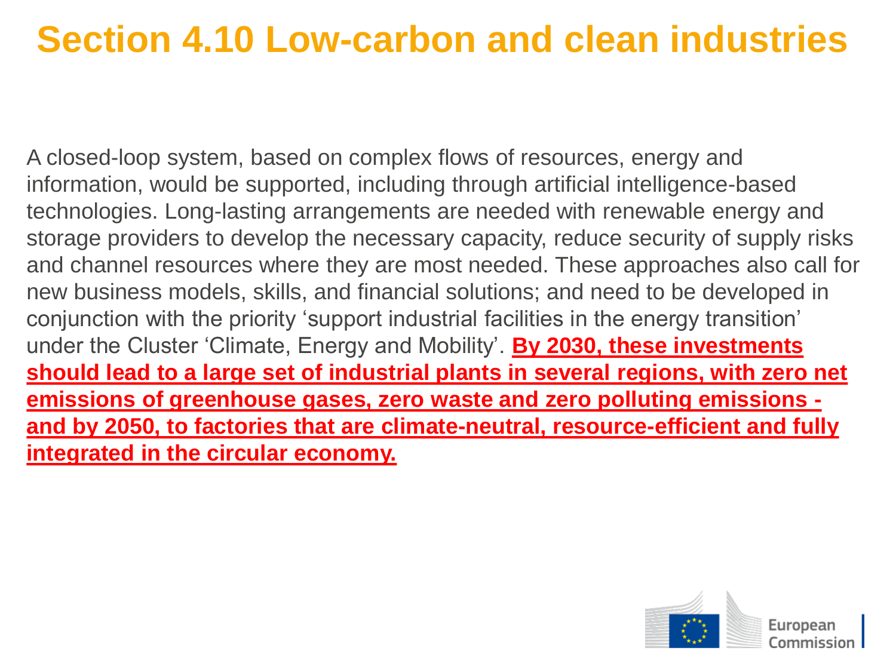# Section 4.10 Low-carbon and clean industries

A closed-loop system, based on complex flows of resources, energy and information, would be supported, including through artificial intelligence-based technologies. Long-lasting arrangements are needed with renewable energy and storage providers to develop the necessary capacity, reduce security of supply risks and channel resources where they are most needed. These approaches also call for new business models, skills, and financial solutions; and need to be developed in conjunction with the priority 'support industrial facilities in the energy transition' under the Cluster 'Climate, Energy and Mobility'. **By 2030, these investments should lead to a large set of industrial plants in several regions, with zero net emissions of greenhouse gases, zero waste and zero polluting emissions - and by 2050, to factories that are climate-neutral, resource-efficient and fully integrated in the circular economy.**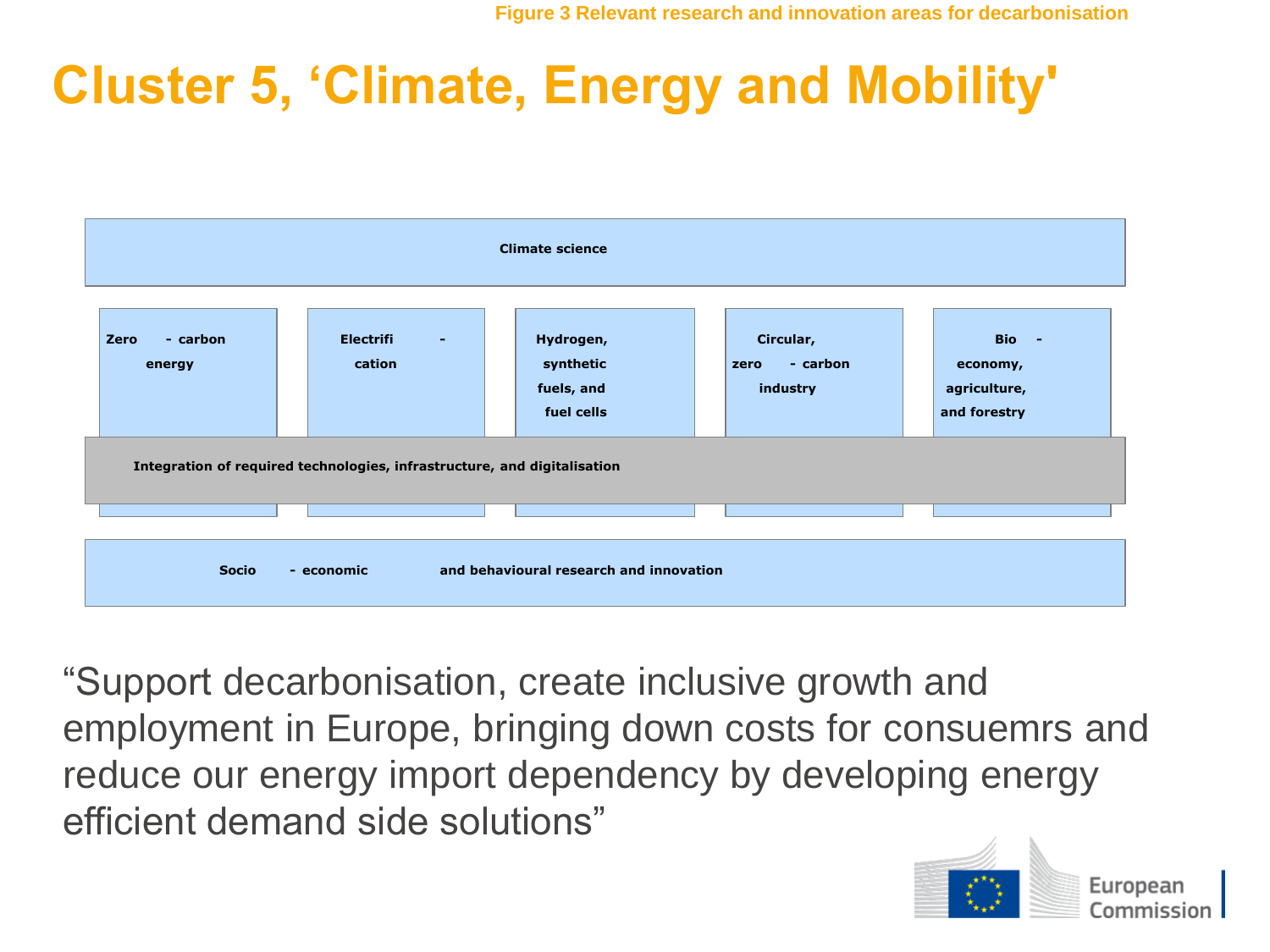Figure 3 Relevant research and innovation areas for decarbonisation

# Cluster 5, 'Climate, Energy and Mobility'

Climate science

Zero-carbon energy

Electrification

Hydrogen, synthetic fuels, and fuel cells

Circular, zero-carbon industry

Bio-economy, agriculture, and forestry

Integration of required technologies, infrastructure, and digitalisation

Socio-economic and behavioural research and innovation

"Support decarbonisation, create inclusive growth and employment in Europe, bringing down costs for consuemrs and reduce our energy import dependency by developing energy efficient demand side solutions"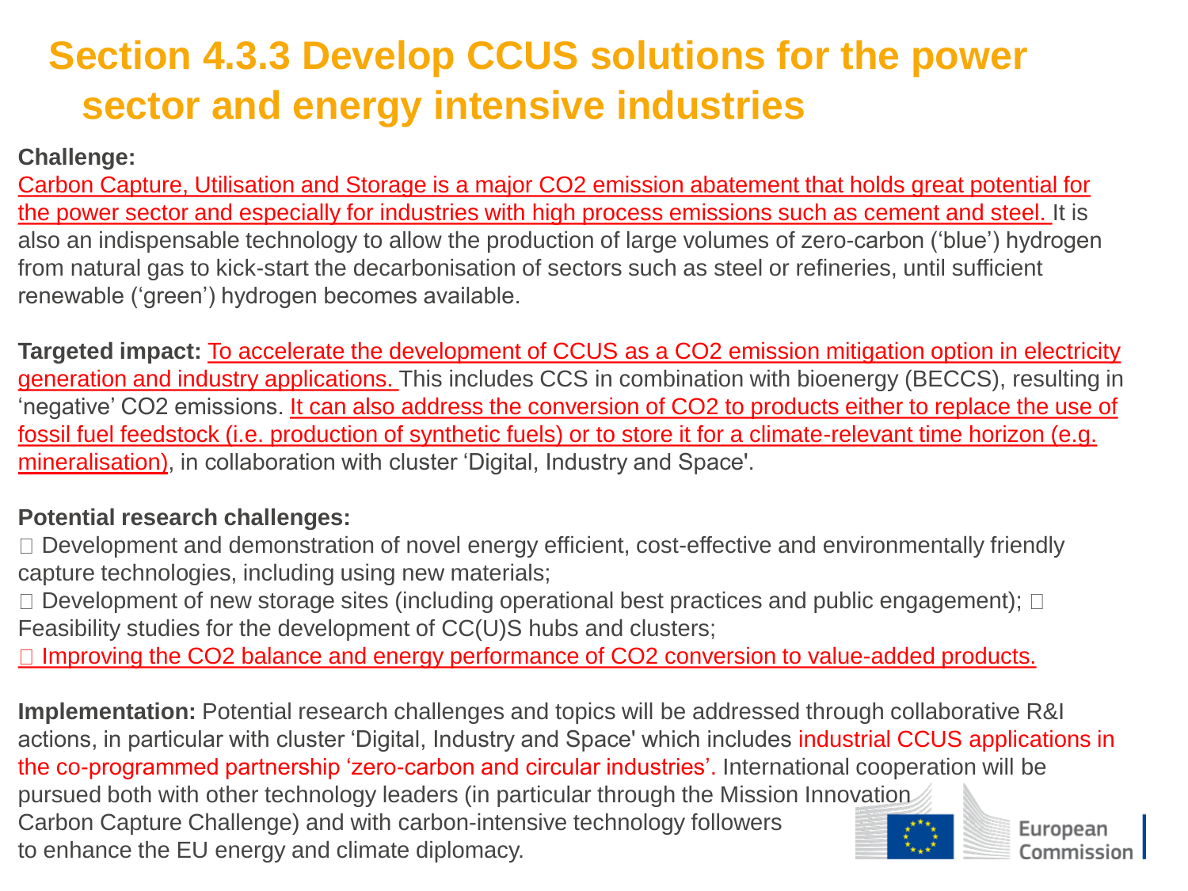# Section 4.3.3 Develop CCUS solutions for the power sector and energy intensive industries

**Challenge:**
Carbon Capture, Utilisation and Storage is a major CO2 emission abatement that holds great potential for the power sector and especially for industries with high process emissions such as cement and steel. It is also an indispensable technology to allow the production of large volumes of zero-carbon ('blue') hydrogen from natural gas to kick-start the decarbonisation of sectors such as steel or refineries, until sufficient renewable ('green') hydrogen becomes available.

**Targeted impact:** To accelerate the development of CCUS as a CO2 emission mitigation option in electricity generation and industry applications. This includes CCS in combination with bioenergy (BECCS), resulting in 'negative' CO2 emissions. It can also address the conversion of CO2 to products either to replace the use of fossil fuel feedstock (i.e. production of synthetic fuels) or to store it for a climate-relevant time horizon (e.g. mineralisation), in collaboration with cluster 'Digital, Industry and Space'.

**Potential research challenges:**

- Development and demonstration of novel energy efficient, cost-effective and environmentally friendly capture technologies, including using new materials;
- Development of new storage sites (including operational best practices and public engagement);
- Feasibility studies for the development of CC(U)S hubs and clusters;
- Improving the CO2 balance and energy performance of CO2 conversion to value-added products.

**Implementation:** Potential research challenges and topics will be addressed through collaborative R&I actions, in particular with cluster 'Digital, Industry and Space' which includes industrial CCUS applications in the co-programmed partnership 'zero-carbon and circular industries'. International cooperation will be pursued both with other technology leaders (in particular through the Mission Innovation Carbon Capture Challenge) and with carbon-intensive technology followers to enhance the EU energy and climate diplomacy.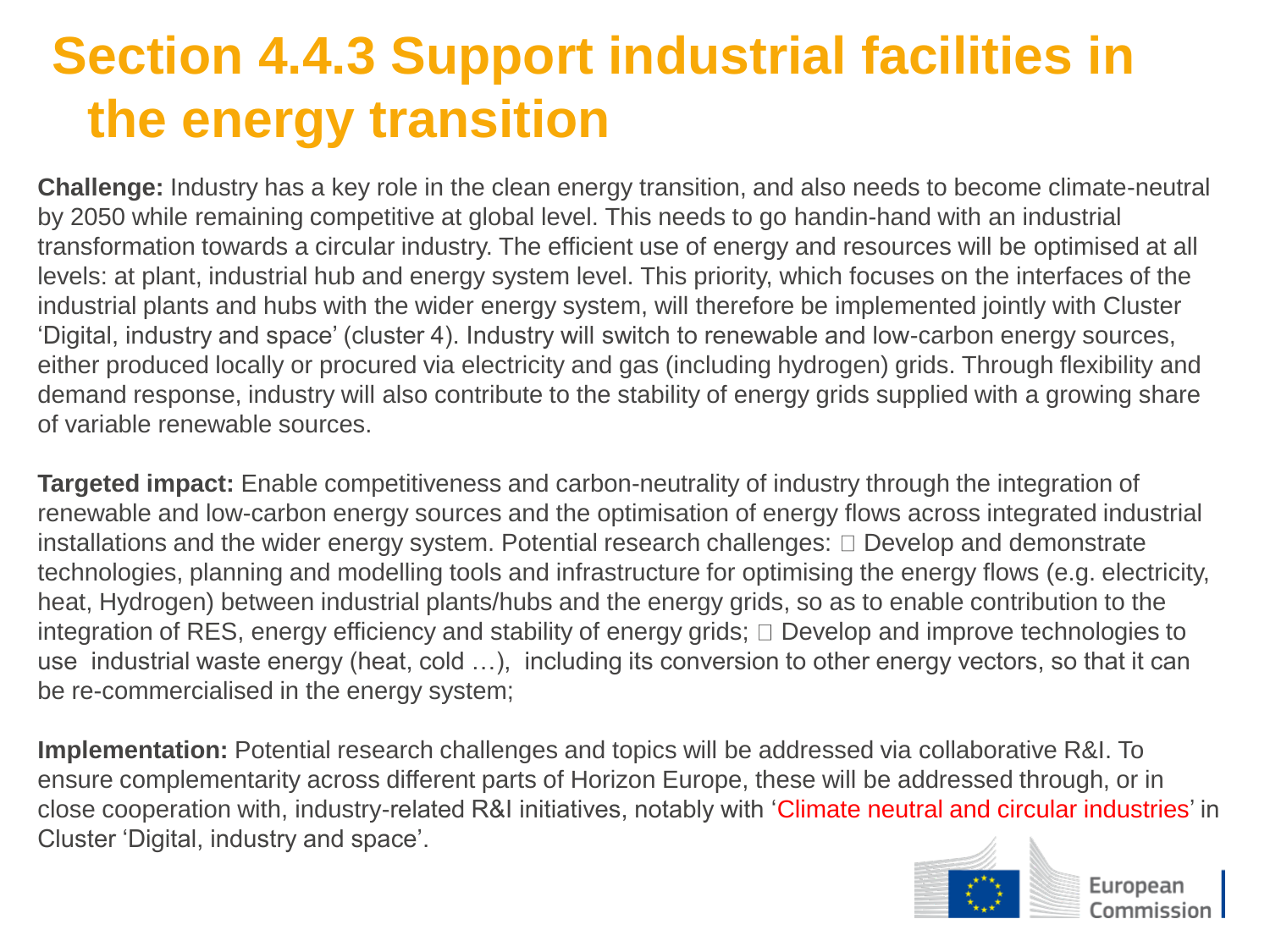# Section 4.4.3 Support industrial facilities in the energy transition

**Challenge:** Industry has a key role in the clean energy transition, and also needs to become climate-neutral by 2050 while remaining competitive at global level. This needs to go handin-hand with an industrial transformation towards a circular industry. The efficient use of energy and resources will be optimised at all levels: at plant, industrial hub and energy system level. This priority, which focuses on the interfaces of the industrial plants and hubs with the wider energy system, will therefore be implemented jointly with Cluster 'Digital, industry and space' (cluster 4). Industry will switch to renewable and low-carbon energy sources, either produced locally or procured via electricity and gas (including hydrogen) grids. Through flexibility and demand response, industry will also contribute to the stability of energy grids supplied with a growing share of variable renewable sources.

**Targeted impact:** Enable competitiveness and carbon-neutrality of industry through the integration of renewable and low-carbon energy sources and the optimisation of energy flows across integrated industrial installations and the wider energy system. Potential research challenges:  Develop and demonstrate technologies, planning and modelling tools and infrastructure for optimising the energy flows (e.g. electricity, heat, Hydrogen) between industrial plants/hubs and the energy grids, so as to enable contribution to the integration of RES, energy efficiency and stability of energy grids;  Develop and improve technologies to use industrial waste energy (heat, cold …), including its conversion to other energy vectors, so that it can be re-commercialised in the energy system;

**Implementation:** Potential research challenges and topics will be addressed via collaborative R&I. To ensure complementarity across different parts of Horizon Europe, these will be addressed through, or in close cooperation with, industry-related R&I initiatives, notably with 'Climate neutral and circular industries' in Cluster 'Digital, industry and space'.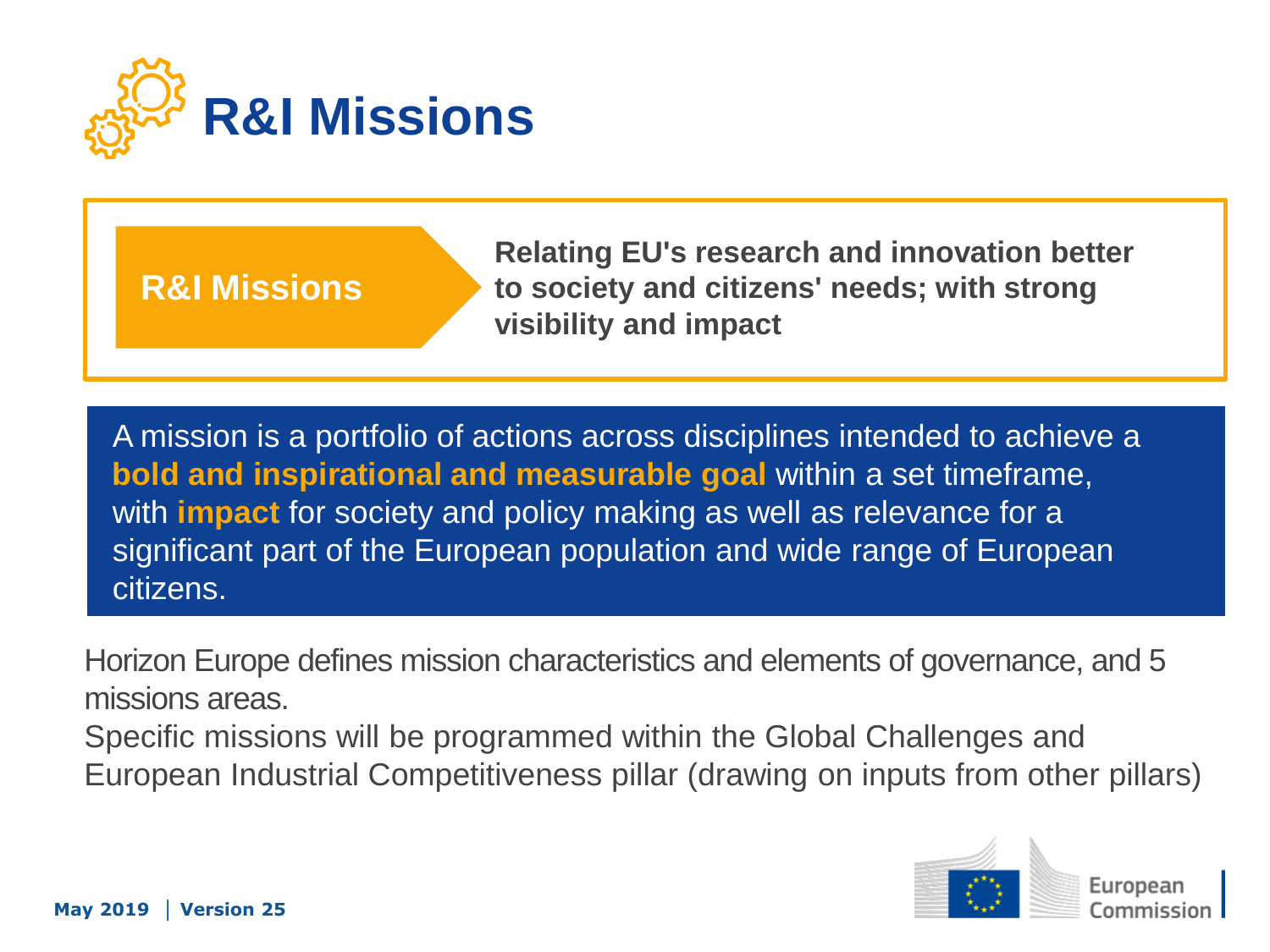# R&I Missions

**R&I Missions**

**Relating EU's research and innovation better to society and citizens' needs; with strong visibility and impact**

A mission is a portfolio of actions across disciplines intended to achieve a **bold and inspirational and measurable goal** within a set timeframe, with **impact** for society and policy making as well as relevance for a significant part of the European population and wide range of European citizens.

Horizon Europe defines mission characteristics and elements of governance, and 5 missions areas.

Specific missions will be programmed within the Global Challenges and European Industrial Competitiveness pillar (drawing on inputs from other pillars)

May 2019 | Version 25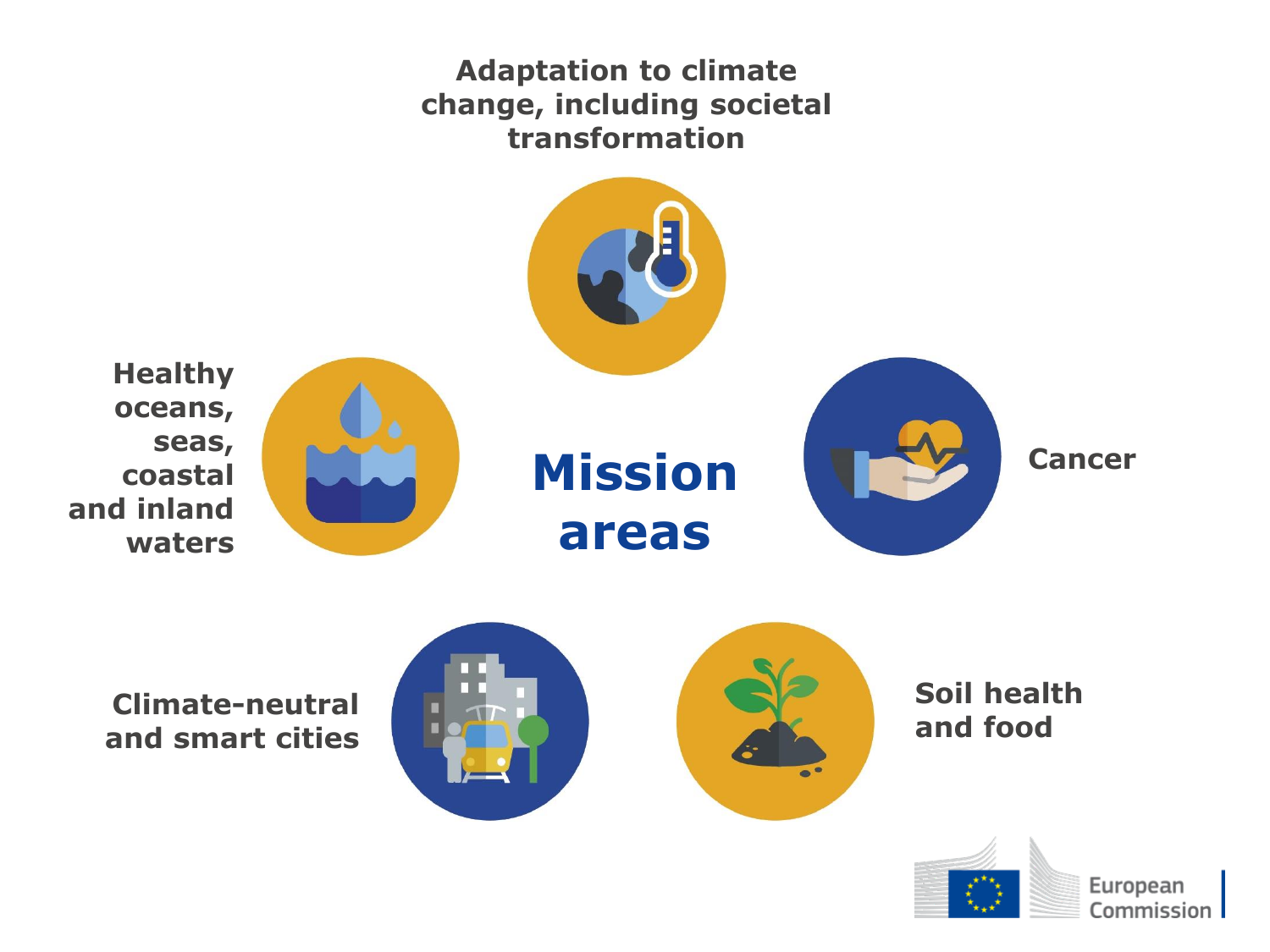# Mission areas

- Adaptation to climate change, including societal transformation
- Cancer
- Soil health and food
- Climate-neutral and smart cities
- Healthy oceans, seas, coastal and inland waters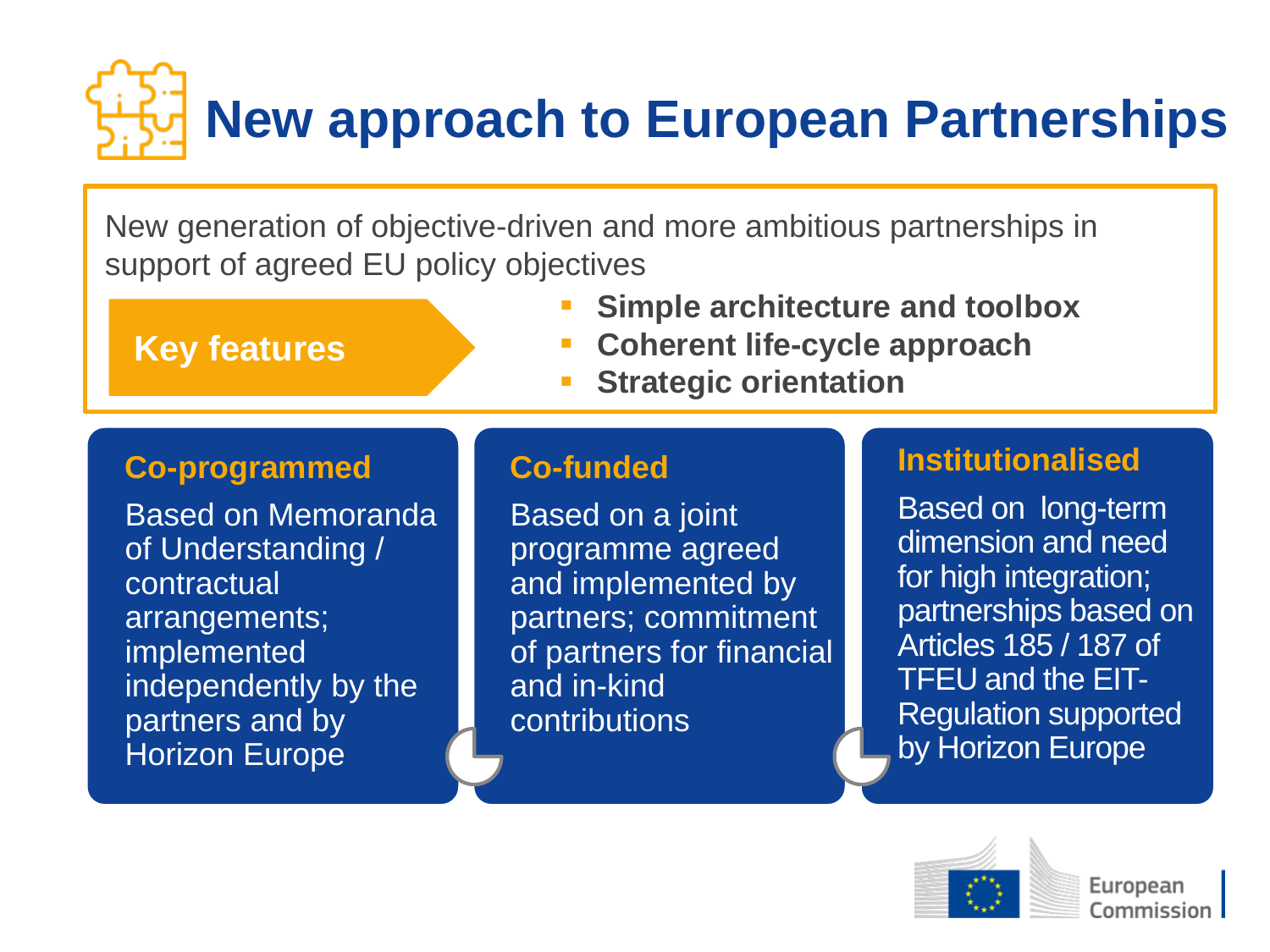# New approach to European Partnerships

New generation of objective-driven and more ambitious partnerships in support of agreed EU policy objectives

**Key features**

- **Simple architecture and toolbox**
- **Coherent life-cycle approach**
- **Strategic orientation**

### Co-programmed

Based on Memoranda of Understanding / contractual arrangements; implemented independently by the partners and by Horizon Europe

### Co-funded

Based on a joint programme agreed and implemented by partners; commitment of partners for financial and in-kind contributions

### Institutionalised

Based on long-term dimension and need for high integration; partnerships based on Articles 185 / 187 of TFEU and the EIT-Regulation supported by Horizon Europe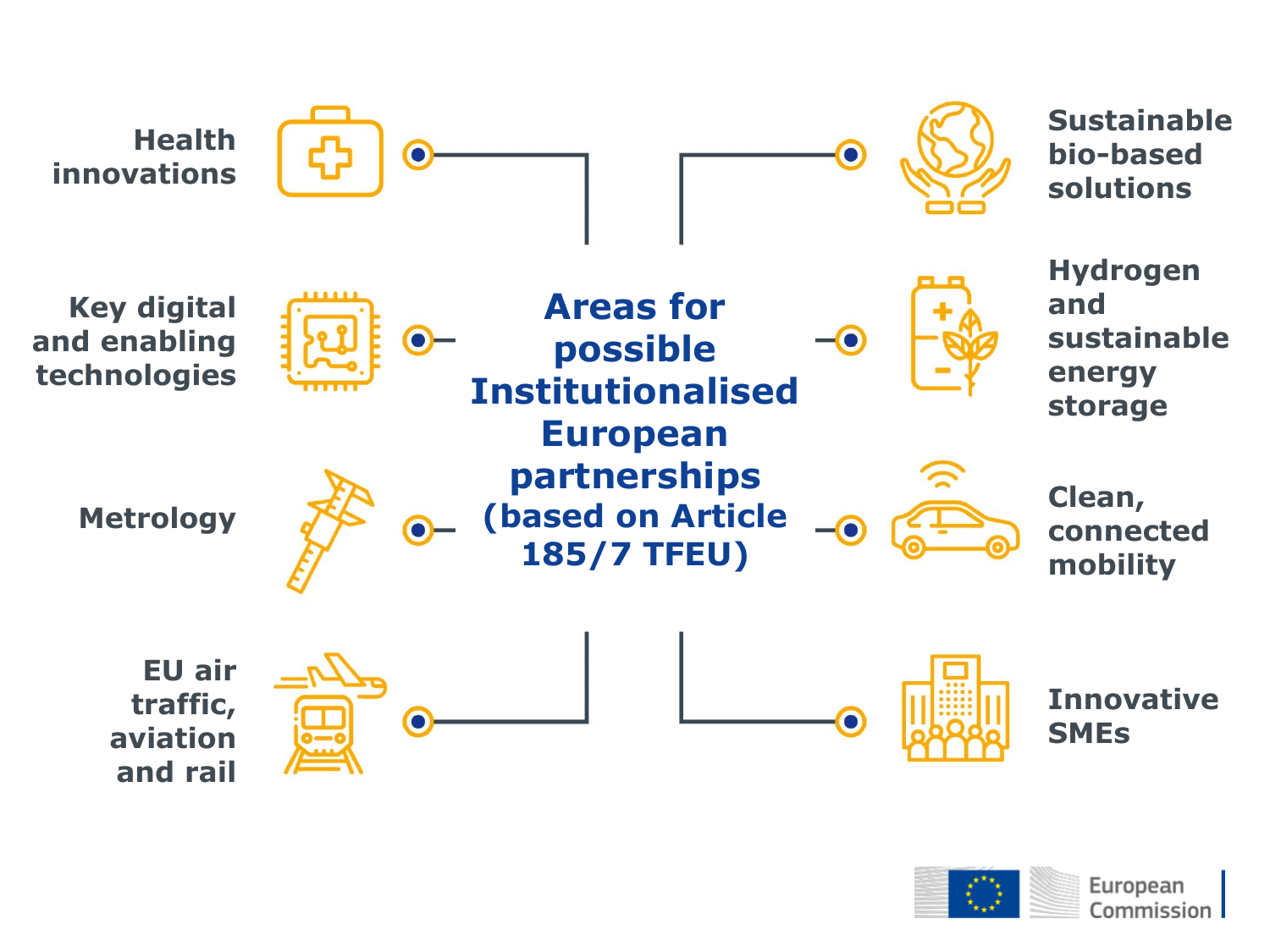# Areas for possible Institutionalised European partnerships (based on Article 185/7 TFEU)

- Health innovations
- Key digital and enabling technologies
- Metrology
- EU air traffic, aviation and rail
- Sustainable bio-based solutions
- Hydrogen and sustainable energy storage
- Clean, connected mobility
- Innovative SMEs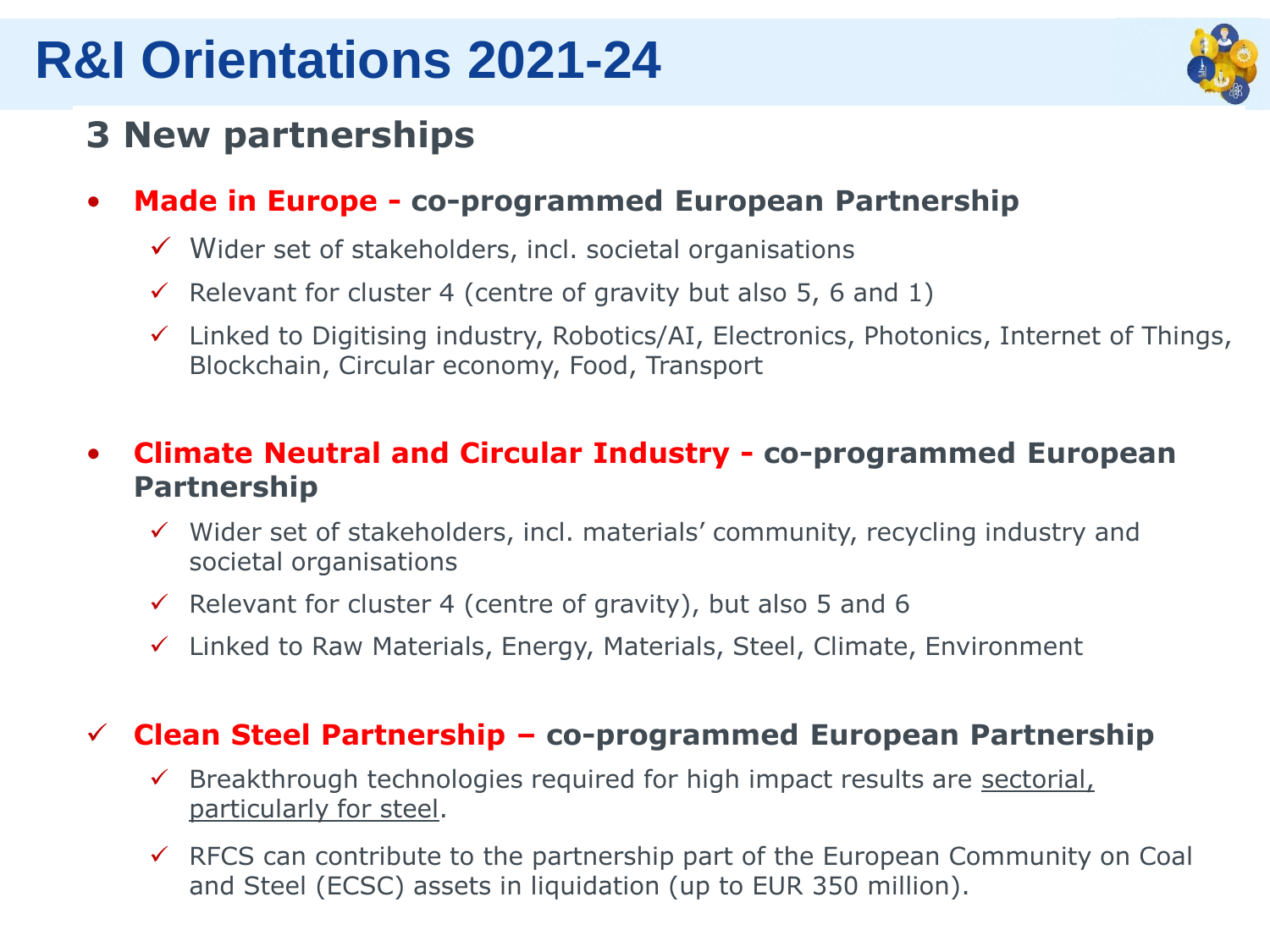# R&I Orientations 2021-24

## 3 New partnerships

- **Made in Europe - co-programmed European Partnership**
  - ✓ Wider set of stakeholders, incl. societal organisations
  - ✓ Relevant for cluster 4 (centre of gravity but also 5, 6 and 1)
  - ✓ Linked to Digitising industry, Robotics/AI, Electronics, Photonics, Internet of Things, Blockchain, Circular economy, Food, Transport

- **Climate Neutral and Circular Industry - co-programmed European Partnership**
  - ✓ Wider set of stakeholders, incl. materials' community, recycling industry and societal organisations
  - ✓ Relevant for cluster 4 (centre of gravity), but also 5 and 6
  - ✓ Linked to Raw Materials, Energy, Materials, Steel, Climate, Environment

✓ **Clean Steel Partnership – co-programmed European Partnership**
  - ✓ Breakthrough technologies required for high impact results are sectorial, particularly for steel.
  - ✓ RFCS can contribute to the partnership part of the European Community on Coal and Steel (ECSC) assets in liquidation (up to EUR 350 million).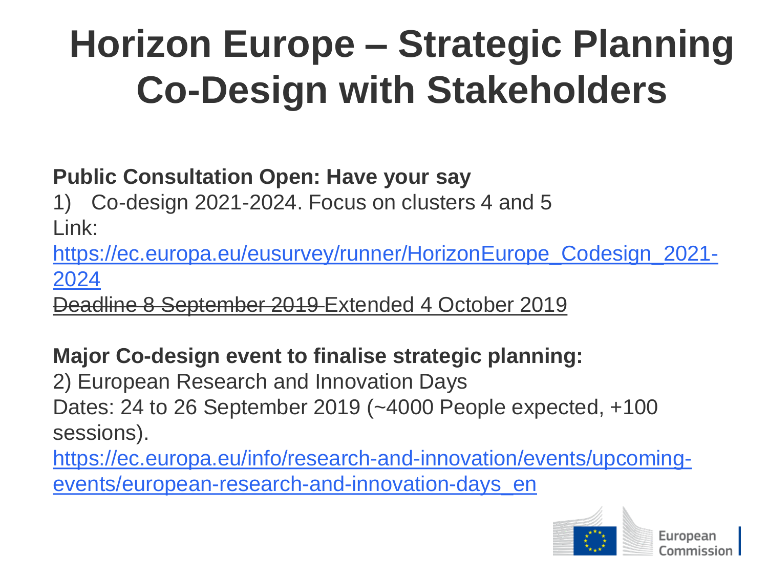# Horizon Europe – Strategic Planning Co-Design with Stakeholders

**Public Consultation Open: Have your say**

1) Co-design 2021-2024. Focus on clusters 4 and 5

Link:

https://ec.europa.eu/eusurvey/runner/HorizonEurope_Codesign_2021-2024

~~Deadline 8 September 2019~~ Extended 4 October 2019

**Major Co-design event to finalise strategic planning:**

2) European Research and Innovation Days

Dates: 24 to 26 September 2019 (~4000 People expected, +100 sessions).

https://ec.europa.eu/info/research-and-innovation/events/upcoming-events/european-research-and-innovation-days_en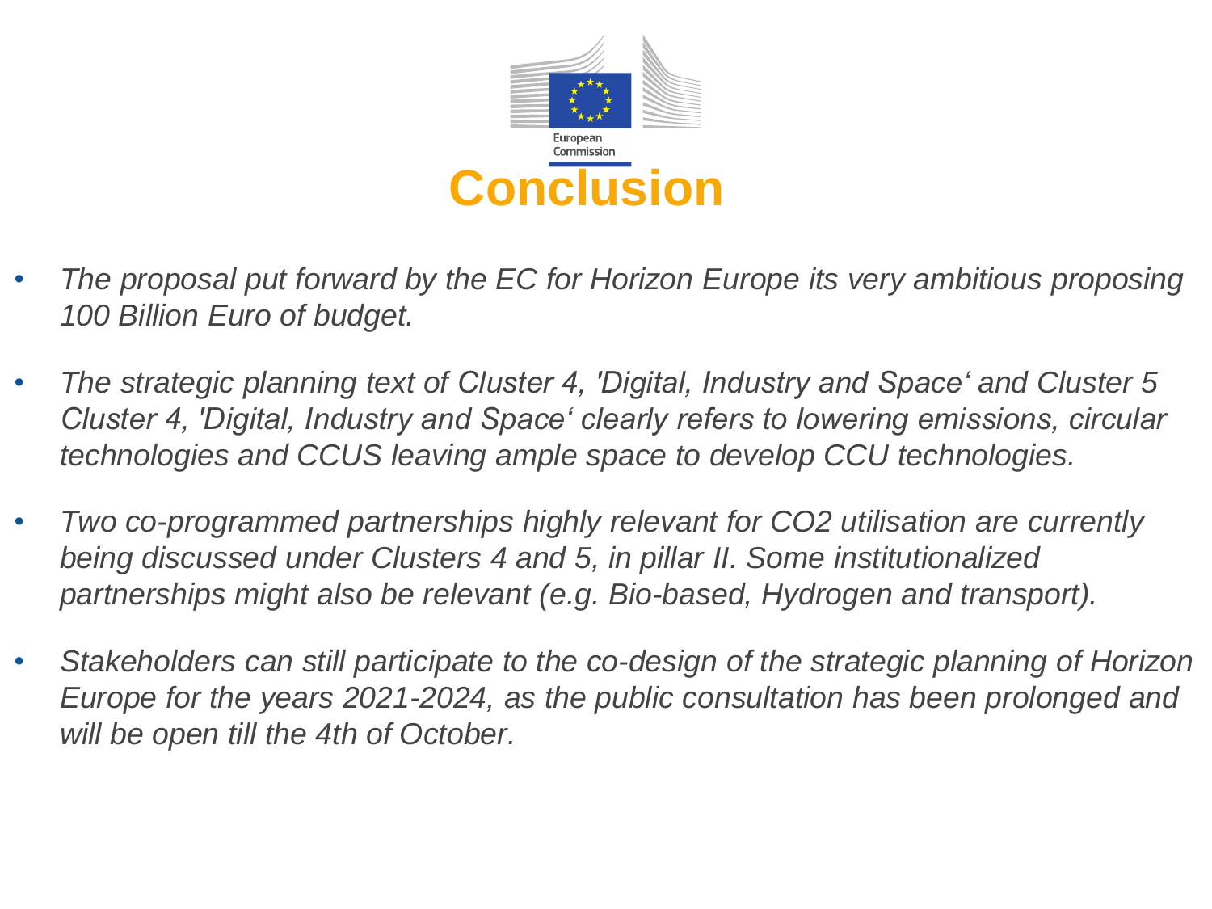European Commission

# Conclusion

- *The proposal put forward by the EC for Horizon Europe its very ambitious proposing 100 Billion Euro of budget.*
- *The strategic planning text of Cluster 4, 'Digital, Industry and Space‘ and Cluster 5 Cluster 4, 'Digital, Industry and Space‘ clearly refers to lowering emissions, circular technologies and CCUS leaving ample space to develop CCU technologies.*
- *Two co-programmed partnerships highly relevant for CO2 utilisation are currently being discussed under Clusters 4 and 5, in pillar II. Some institutionalized partnerships might also be relevant (e.g. Bio-based, Hydrogen and transport).*
- *Stakeholders can still participate to the co-design of the strategic planning of Horizon Europe for the years 2021-2024, as the public consultation has been prolonged and will be open till the 4th of October.*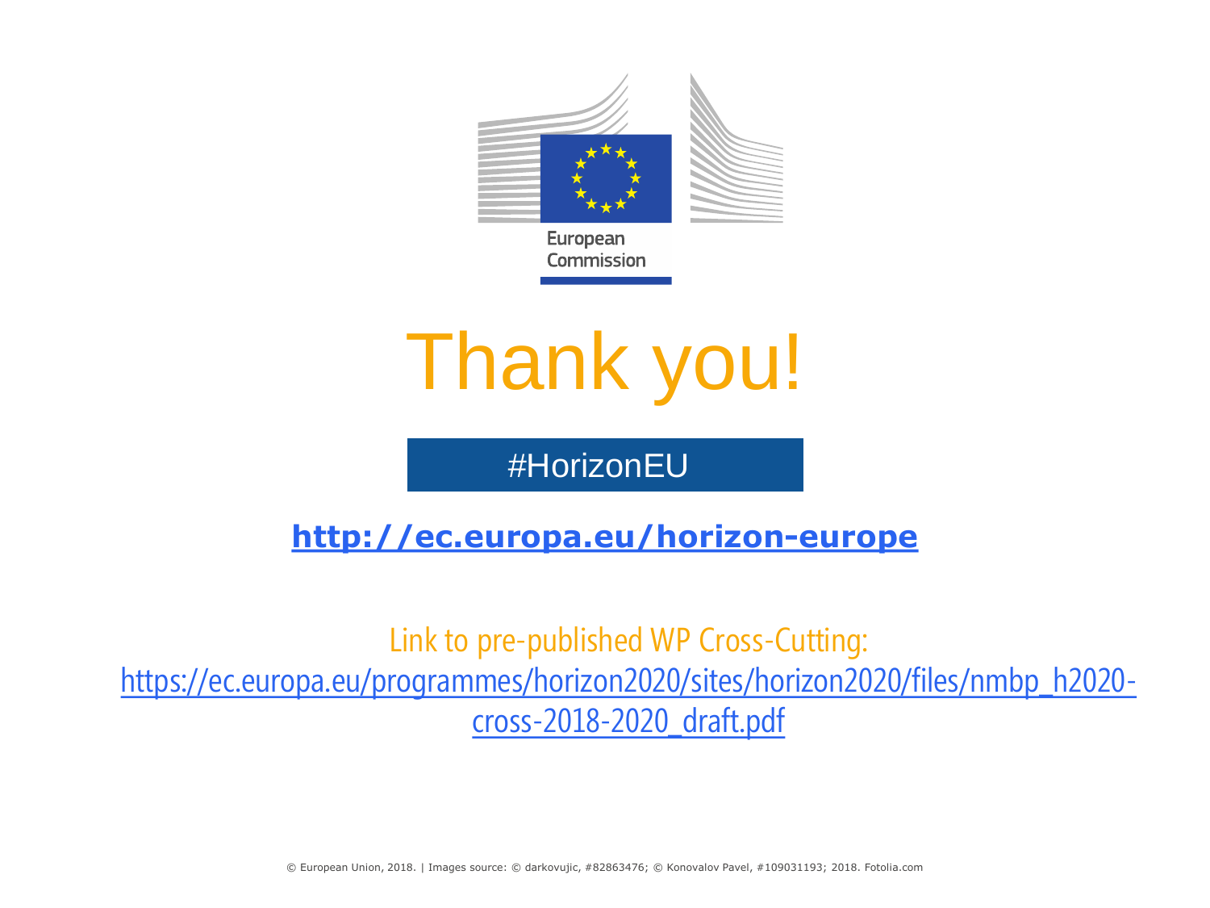European Commission

# Thank you!

#HorizonEU

**http://ec.europa.eu/horizon-europe**

Link to pre-published WP Cross-Cutting:
https://ec.europa.eu/programmes/horizon2020/sites/horizon2020/files/nmbp_h2020-cross-2018-2020_draft.pdf

© European Union, 2018. | Images source: © darkovujic, #82863476; © Konovalov Pavel, #109031193; 2018. Fotolia.com